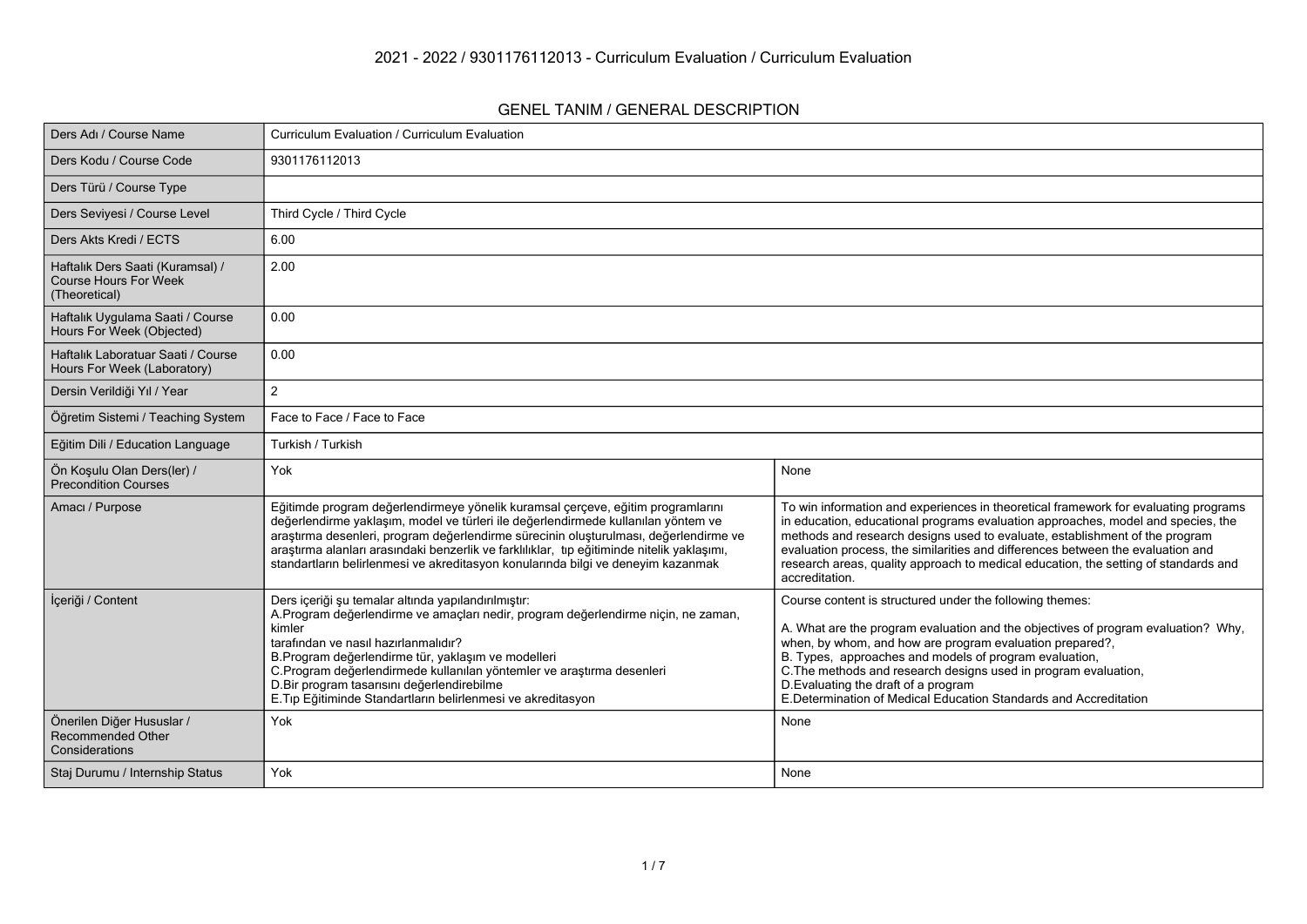# 2021 - 2022 / 9301176112013 - Curriculum Evaluation / Curriculum Evaluation

## GENEL TANIM / GENERAL DESCRIPTION

| | | |
|---|---|---|
| Ders Adı / Course Name | Curriculum Evaluation / Curriculum Evaluation | |
| Ders Kodu / Course Code | 9301176112013 | |
| Ders Türü / Course Type | | |
| Ders Seviyesi / Course Level | Third Cycle / Third Cycle | |
| Ders Akts Kredi / ECTS | 6.00 | |
| Haftalık Ders Saati (Kuramsal) / Course Hours For Week (Theoretical) | 2.00 | |
| Haftalık Uygulama Saati / Course Hours For Week (Objected) | 0.00 | |
| Haftalık Laboratuar Saati / Course Hours For Week (Laboratory) | 0.00 | |
| Dersin Verildiği Yıl / Year | 2 | |
| Öğretim Sistemi / Teaching System | Face to Face / Face to Face | |
| Eğitim Dili / Education Language | Turkish / Turkish | |
| Ön Koşulu Olan Ders(ler) / Precondition Courses | Yok | None |
| Amacı / Purpose | Eğitimde program değerlendirmeye yönelik kuramsal çerçeve, eğitim programlarını değerlendirme yaklaşım, model ve türleri ile değerlendirmede kullanılan yöntem ve araştırma desenleri, program değerlendirme sürecinin oluşturulması, değerlendirme ve araştırma alanları arasındaki benzerlik ve farklılıklar, tıp eğitiminde nitelik yaklaşımı, standartların belirlenmesi ve akreditasyon konularında bilgi ve deneyim kazanmak | To win information and experiences in theoretical framework for evaluating programs in education, educational programs evaluation approaches, model and species, the methods and research designs used to evaluate, establishment of the program evaluation process, the similarities and differences between the evaluation and research areas, quality approach to medical education, the setting of standards and accreditation. |
| İçeriği / Content | Ders içeriği şu temalar altında yapılandırılmıştır:<br>A.Program değerlendirme ve amaçları nedir, program değerlendirme niçin, ne zaman, kimler tarafından ve nasıl hazırlanmalıdır?<br>B.Program değerlendirme tür, yaklaşım ve modelleri<br>C.Program değerlendirmede kullanılan yöntemler ve araştırma desenleri<br>D.Bir program tasarısını değerlendirebilme<br>E.Tıp Eğitiminde Standartların belirlenmesi ve akreditasyon | Course content is structured under the following themes:<br><br>A. What are the program evaluation and the objectives of program evaluation? Why, when, by whom, and how are program evaluation prepared?,<br>B. Types, approaches and models of program evaluation,<br>C.The methods and research designs used in program evaluation,<br>D.Evaluating the draft of a program<br>E.Determination of Medical Education Standards and Accreditation |
| Önerilen Diğer Hususlar / Recommended Other Considerations | Yok | None |
| Staj Durumu / Internship Status | Yok | None |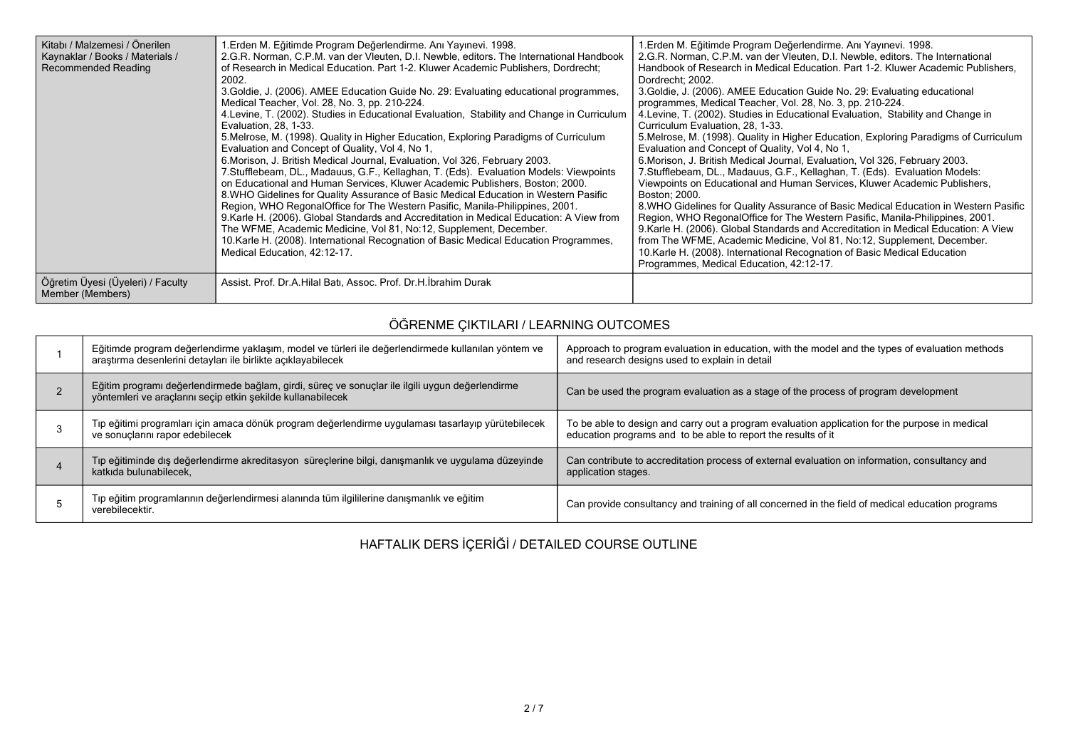| Kitabı / Malzemesi / Önerilen Kaynaklar / Books / Materials / Recommended Reading | 1.Erden M. Eğitimde Program Değerlendirme. Anı Yayınevi. 1998.<br>2.G.R. Norman, C.P.M. van der Vleuten, D.I. Newble, editors. The International Handbook of Research in Medical Education. Part 1-2. Kluwer Academic Publishers, Dordrecht; 2002.<br>3.Goldie, J. (2006). AMEE Education Guide No. 29: Evaluating educational programmes, Medical Teacher, Vol. 28, No. 3, pp. 210-224.<br>4.Levine, T. (2002). Studies in Educational Evaluation, Stability and Change in Curriculum Evaluation, 28, 1-33.<br>5.Melrose, M. (1998). Quality in Higher Education, Exploring Paradigms of Curriculum Evaluation and Concept of Quality, Vol 4, No 1,<br>6.Morison, J. British Medical Journal, Evaluation, Vol 326, February 2003.<br>7.Stufflebeam, DL., Madauus, G.F., Kellaghan, T. (Eds). Evaluation Models: Viewpoints on Educational and Human Services, Kluwer Academic Publishers, Boston; 2000.<br>8.WHO Gidelines for Quality Assurance of Basic Medical Education in Western Pasific Region, WHO RegonalOffice for The Western Pasific, Manila-Philippines, 2001.<br>9.Karle H. (2006). Global Standards and Accreditation in Medical Education: A View from The WFME, Academic Medicine, Vol 81, No:12, Supplement, December.<br>10.Karle H. (2008). International Recognation of Basic Medical Education Programmes, Medical Education, 42:12-17. | 1.Erden M. Eğitimde Program Değerlendirme. Anı Yayınevi. 1998.<br>2.G.R. Norman, C.P.M. van der Vleuten, D.I. Newble, editors. The International Handbook of Research in Medical Education. Part 1-2. Kluwer Academic Publishers, Dordrecht; 2002.<br>3.Goldie, J. (2006). AMEE Education Guide No. 29: Evaluating educational programmes, Medical Teacher, Vol. 28, No. 3, pp. 210-224.<br>4.Levine, T. (2002). Studies in Educational Evaluation, Stability and Change in Curriculum Evaluation, 28, 1-33.<br>5.Melrose, M. (1998). Quality in Higher Education, Exploring Paradigms of Curriculum Evaluation and Concept of Quality, Vol 4, No 1,<br>6.Morison, J. British Medical Journal, Evaluation, Vol 326, February 2003.<br>7.Stufflebeam, DL., Madauus, G.F., Kellaghan, T. (Eds). Evaluation Models: Viewpoints on Educational and Human Services, Kluwer Academic Publishers, Boston; 2000.<br>8.WHO Gidelines for Quality Assurance of Basic Medical Education in Western Pasific Region, WHO RegonalOffice for The Western Pasific, Manila-Philippines, 2001.<br>9.Karle H. (2006). Global Standards and Accreditation in Medical Education: A View from The WFME, Academic Medicine, Vol 81, No:12, Supplement, December.<br>10.Karle H. (2008). International Recognation of Basic Medical Education Programmes, Medical Education, 42:12-17. |
|---|---|---|
| Öğretim Üyesi (Üyeleri) / Faculty Member (Members) | Assist. Prof. Dr.A.Hilal Batı, Assoc. Prof. Dr.H.İbrahim Durak | |

## ÖĞRENME ÇIKTILARI / LEARNING OUTCOMES

| | | |
|---|---|---|
| 1 | Eğitimde program değerlendirme yaklaşım, model ve türleri ile değerlendirmede kullanılan yöntem ve araştırma desenlerini detayları ile birlikte açıklayabilecek | Approach to program evaluation in education, with the model and the types of evaluation methods and research designs used to explain in detail |
| 2 | Eğitim programı değerlendirmede bağlam, girdi, süreç ve sonuçlar ile ilgili uygun değerlendirme yöntemleri ve araçlarını seçip etkin şekilde kullanabilecek | Can be used the program evaluation as a stage of the process of program development |
| 3 | Tıp eğitimi programları için amaca dönük program değerlendirme uygulaması tasarlayıp yürütebilecek ve sonuçlarını rapor edebilecek | To be able to design and carry out a program evaluation application for the purpose in medical education programs and to be able to report the results of it |
| 4 | Tıp eğitiminde dış değerlendirme akreditasyon süreçlerine bilgi, danışmanlık ve uygulama düzeyinde katkıda bulunabilecek, | Can contribute to accreditation process of external evaluation on information, consultancy and application stages. |
| 5 | Tıp eğitim programlarının değerlendirmesi alanında tüm ilgililerine danışmanlık ve eğitim verebilecektir. | Can provide consultancy and training of all concerned in the field of medical education programs |

## HAFTALIK DERS İÇERİĞİ / DETAILED COURSE OUTLINE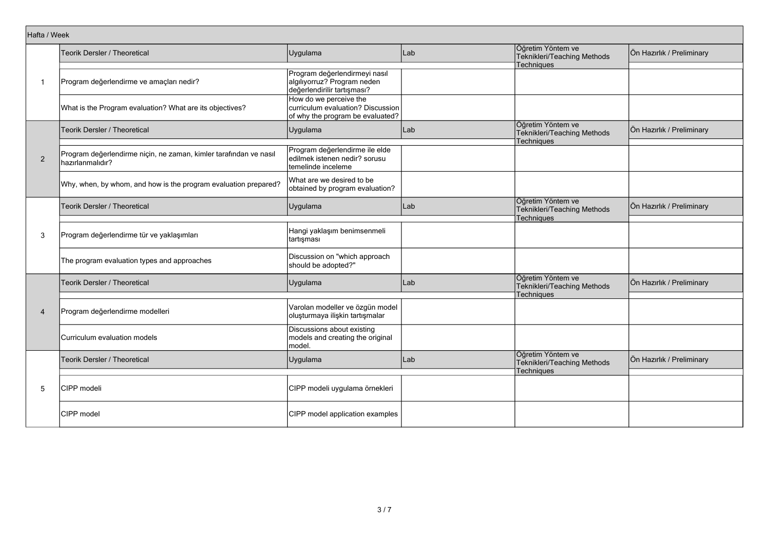| Hafta / Week | | | | | |
|---|---|---|---|---|---|
| | Teorik Dersler / Theoretical | Uygulama | Lab | Öğretim Yöntem ve Teknikleri/Teaching Methods Techniques | Ön Hazırlık / Preliminary |
| 1 | Program değerlendirme ve amaçları nedir? | Program değerlendirmeyi nasıl algılıyorruz? Program neden değerlendirilir tartışması? | | | |
| | What is the Program evaluation? What are its objectives? | How do we perceive the curriculum evaluation? Discussion of why the program be evaluated? | | | |
| | Teorik Dersler / Theoretical | Uygulama | Lab | Öğretim Yöntem ve Teknikleri/Teaching Methods Techniques | Ön Hazırlık / Preliminary |
| 2 | Program değerlendirme niçin, ne zaman, kimler tarafından ve nasıl hazırlanmalıdır? | Program değerlendirme ile elde edilmek istenen nedir? sorusu temelinde inceleme | | | |
| | Why, when, by whom, and how is the program evaluation prepared? | What are we desired to be obtained by program evaluation? | | | |
| | Teorik Dersler / Theoretical | Uygulama | Lab | Öğretim Yöntem ve Teknikleri/Teaching Methods Techniques | Ön Hazırlık / Preliminary |
| 3 | Program değerlendirme tür ve yaklaşımları | Hangi yaklaşım benimsenmeli tartışması | | | |
| | The program evaluation types and approaches | Discussion on "which approach should be adopted?" | | | |
| | Teorik Dersler / Theoretical | Uygulama | Lab | Öğretim Yöntem ve Teknikleri/Teaching Methods Techniques | Ön Hazırlık / Preliminary |
| 4 | Program değerlendirme modelleri | Varolan modeller ve özgün model oluşturmaya ilişkin tartışmalar | | | |
| | Curriculum evaluation models | Discussions about existing models and creating the original model. | | | |
| | Teorik Dersler / Theoretical | Uygulama | Lab | Öğretim Yöntem ve Teknikleri/Teaching Methods Techniques | Ön Hazırlık / Preliminary |
| 5 | CIPP modeli | CIPP modeli uygulama örnekleri | | | |
| | CIPP model | CIPP model application examples | | | |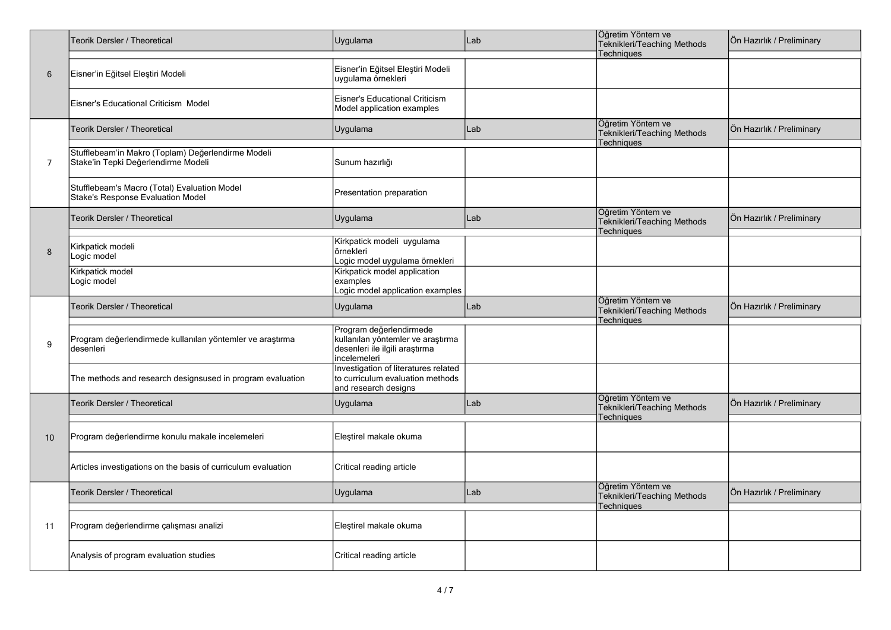| | Teorik Dersler / Theoretical | Uygulama | Lab | Öğretim Yöntem ve Teknikleri/Teaching Methods Techniques | Ön Hazırlık / Preliminary |
|---|---|---|---|---|---|
| 6 | Eisner'in Eğitsel Eleştiri Modeli | Eisner'in Eğitsel Eleştiri Modeli uygulama örnekleri | | | |
| | Eisner's Educational Criticism Model | Eisner's Educational Criticism Model application examples | | | |
| | Teorik Dersler / Theoretical | Uygulama | Lab | Öğretim Yöntem ve Teknikleri/Teaching Methods Techniques | Ön Hazırlık / Preliminary |
| 7 | Stufflebeam'in Makro (Toplam) Değerlendirme Modeli<br>Stake'in Tepki Değerlendirme Modeli | Sunum hazırlığı | | | |
| | Stufflebeam's Macro (Total) Evaluation Model<br>Stake's Response Evaluation Model | Presentation preparation | | | |
| | Teorik Dersler / Theoretical | Uygulama | Lab | Öğretim Yöntem ve Teknikleri/Teaching Methods Techniques | Ön Hazırlık / Preliminary |
| 8 | Kirkpatick modeli<br>Logic model | Kirkpatick modeli uygulama örnekleri<br>Logic model uygulama örnekleri | | | |
| | Kirkpatick model<br>Logic model | Kirkpatick model application examples<br>Logic model application examples | | | |
| | Teorik Dersler / Theoretical | Uygulama | Lab | Öğretim Yöntem ve Teknikleri/Teaching Methods Techniques | Ön Hazırlık / Preliminary |
| 9 | Program değerlendirmede kullanılan yöntemler ve araştırma desenleri | Program değerlendirmede kullanılan yöntemler ve araştırma desenleri ile ilgili araştırma incelemeleri | | | |
| | The methods and research designsused in program evaluation | Investigation of literatures related to curriculum evaluation methods and research designs | | | |
| | Teorik Dersler / Theoretical | Uygulama | Lab | Öğretim Yöntem ve Teknikleri/Teaching Methods Techniques | Ön Hazırlık / Preliminary |
| 10 | Program değerlendirme konulu makale incelemeleri | Eleştirel makale okuma | | | |
| | Articles investigations on the basis of curriculum evaluation | Critical reading article | | | |
| | Teorik Dersler / Theoretical | Uygulama | Lab | Öğretim Yöntem ve Teknikleri/Teaching Methods Techniques | Ön Hazırlık / Preliminary |
| 11 | Program değerlendirme çalışması analizi | Eleştirel makale okuma | | | |
| | Analysis of program evaluation studies | Critical reading article | | | |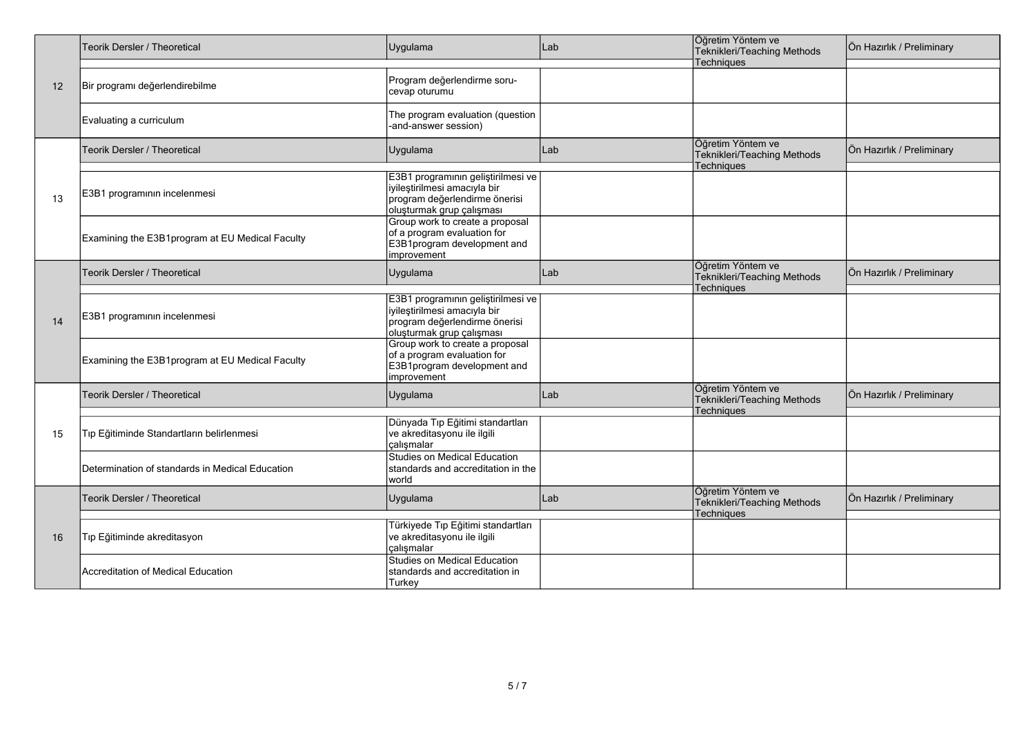| | Teorik Dersler / Theoretical | Uygulama | Lab | Öğretim Yöntem ve Teknikleri/Teaching Methods Techniques | Ön Hazırlık / Preliminary |
|---|---|---|---|---|---|
| 12 | Bir programı değerlendirebilme | Program değerlendirme soru-cevap oturumu | | | |
| | Evaluating a curriculum | The program evaluation (question-and-answer session) | | | |
| | Teorik Dersler / Theoretical | Uygulama | Lab | Öğretim Yöntem ve Teknikleri/Teaching Methods Techniques | Ön Hazırlık / Preliminary |
| 13 | E3B1 programının incelenmesi | E3B1 programının geliştirilmesi ve iyileştirilmesi amacıyla bir program değerlendirme önerisi oluşturmak grup çalışması | | | |
| | Examining the E3B1program at EU Medical Faculty | Group work to create a proposal of a program evaluation for E3B1program development and improvement | | | |
| | Teorik Dersler / Theoretical | Uygulama | Lab | Öğretim Yöntem ve Teknikleri/Teaching Methods Techniques | Ön Hazırlık / Preliminary |
| 14 | E3B1 programının incelenmesi | E3B1 programının geliştirilmesi ve iyileştirilmesi amacıyla bir program değerlendirme önerisi oluşturmak grup çalışması | | | |
| | Examining the E3B1program at EU Medical Faculty | Group work to create a proposal of a program evaluation for E3B1program development and improvement | | | |
| | Teorik Dersler / Theoretical | Uygulama | Lab | Öğretim Yöntem ve Teknikleri/Teaching Methods Techniques | Ön Hazırlık / Preliminary |
| 15 | Tıp Eğitiminde Standartların belirlenmesi | Dünyada Tıp Eğitimi standartları ve akreditasyonu ile ilgili çalışmalar | | | |
| | Determination of standards in Medical Education | Studies on Medical Education standards and accreditation in the world | | | |
| | Teorik Dersler / Theoretical | Uygulama | Lab | Öğretim Yöntem ve Teknikleri/Teaching Methods Techniques | Ön Hazırlık / Preliminary |
| 16 | Tıp Eğitiminde akreditasyon | Türkiyede Tıp Eğitimi standartları ve akreditasyonu ile ilgili çalışmalar | | | |
| | Accreditation of Medical Education | Studies on Medical Education standards and accreditation in Turkey | | | |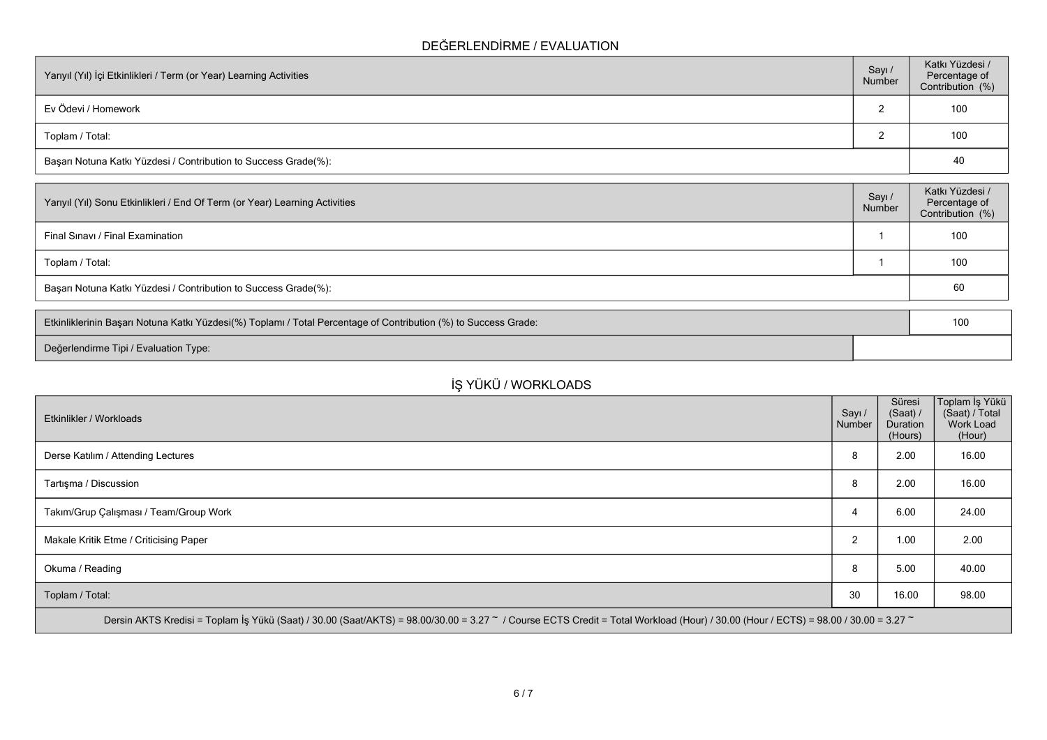## DEĞERLENDİRME / EVALUATION

| Yarıyıl (Yıl) İçi Etkinlikleri / Term (or Year) Learning Activities | Sayı / Number | Katkı Yüzdesi / Percentage of Contribution (%) |
|---|---|---|
| Ev Ödevi / Homework | 2 | 100 |
| Toplam / Total: | 2 | 100 |
| Başarı Notuna Katkı Yüzdesi / Contribution to Success Grade(%): | | 40 |

| Yarıyıl (Yıl) Sonu Etkinlikleri / End Of Term (or Year) Learning Activities | Sayı / Number | Katkı Yüzdesi / Percentage of Contribution (%) |
|---|---|---|
| Final Sınavı / Final Examination | 1 | 100 |
| Toplam / Total: | 1 | 100 |
| Başarı Notuna Katkı Yüzdesi / Contribution to Success Grade(%): | | 60 |

| | |
|---|---|
| Etkinliklerinin Başarı Notuna Katkı Yüzdesi(%) Toplamı / Total Percentage of Contribution (%) to Success Grade: | 100 |
| Değerlendirme Tipi / Evaluation Type: | |

## İŞ YÜKÜ / WORKLOADS

| Etkinlikler / Workloads | Sayı / Number | Süresi (Saat) / Duration (Hours) | Toplam İş Yükü (Saat) / Total Work Load (Hour) |
|---|---|---|---|
| Derse Katılım / Attending Lectures | 8 | 2.00 | 16.00 |
| Tartışma / Discussion | 8 | 2.00 | 16.00 |
| Takım/Grup Çalışması / Team/Group Work | 4 | 6.00 | 24.00 |
| Makale Kritik Etme / Criticising Paper | 2 | 1.00 | 2.00 |
| Okuma / Reading | 8 | 5.00 | 40.00 |
| Toplam / Total: | 30 | 16.00 | 98.00 |

Dersin AKTS Kredisi = Toplam İş Yükü (Saat) / 30.00 (Saat/AKTS) = 98.00/30.00 = 3.27 ~ / Course ECTS Credit = Total Workload (Hour) / 30.00 (Hour / ECTS) = 98.00 / 30.00 = 3.27 ~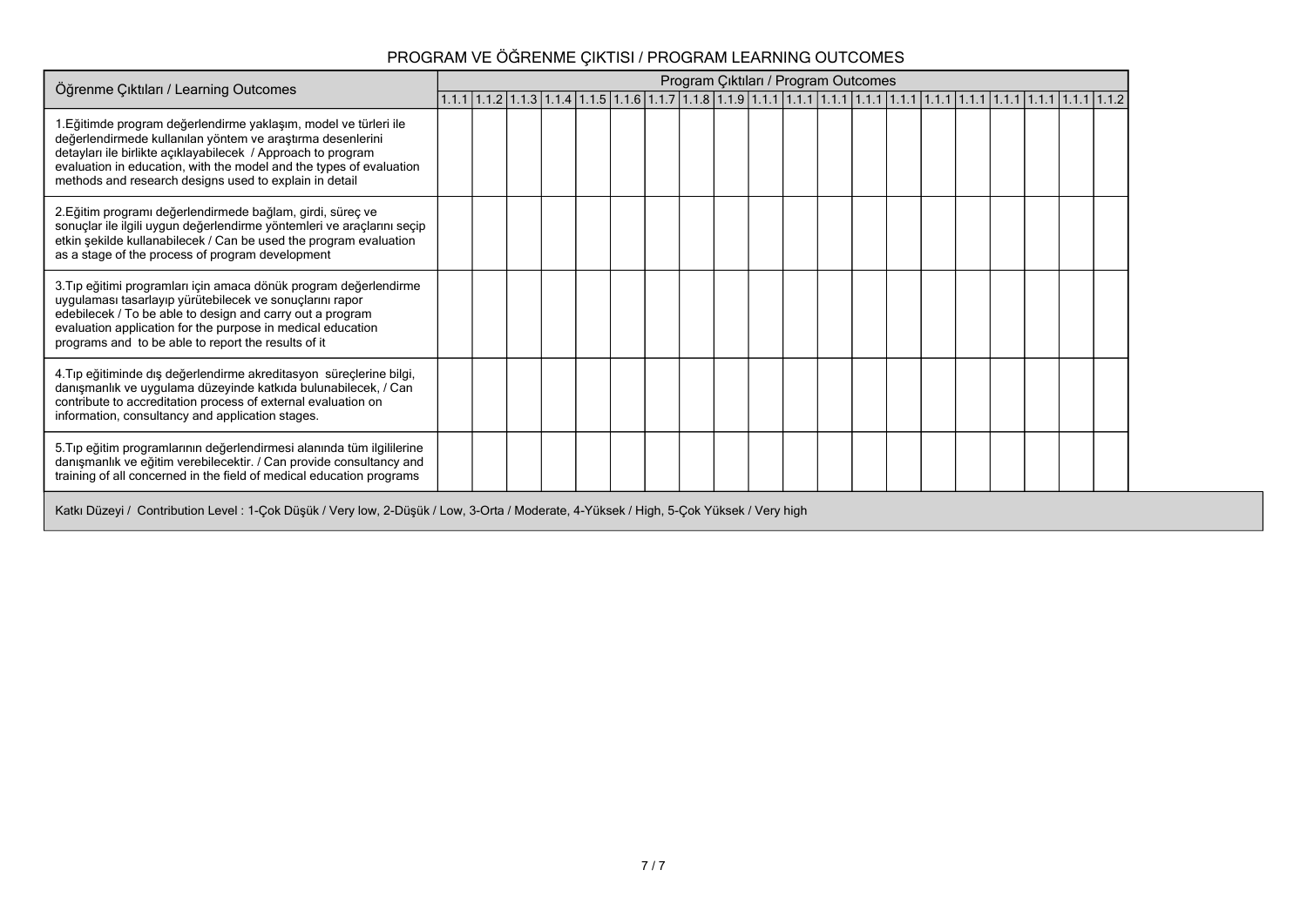# PROGRAM VE ÖĞRENME ÇIKTISI / PROGRAM LEARNING OUTCOMES

| Öğrenme Çıktıları / Learning Outcomes | Program Çıktıları / Program Outcomes | | | | | | | | | | | | | | | | | | | |
|---|---|---|---|---|---|---|---|---|---|---|---|---|---|---|---|---|---|---|---|---|
| | 1.1.1 | 1.1.2 | 1.1.3 | 1.1.4 | 1.1.5 | 1.1.6 | 1.1.7 | 1.1.8 | 1.1.9 | 1.1.1 | 1.1.1 | 1.1.1 | 1.1.1 | 1.1.1 | 1.1.1 | 1.1.1 | 1.1.1 | 1.1.1 | 1.1.1 | 1.1.2 |
| 1.Eğitimde program değerlendirme yaklaşım, model ve türleri ile değerlendirmede kullanılan yöntem ve araştırma desenlerini detayları ile birlikte açıklayabilecek / Approach to program evaluation in education, with the model and the types of evaluation methods and research designs used to explain in detail | | | | | | | | | | | | | | | | | | | | |
| 2.Eğitim programı değerlendirmede bağlam, girdi, süreç ve sonuçlar ile ilgili uygun değerlendirme yöntemleri ve araçlarını seçip etkin şekilde kullanabilecek / Can be used the program evaluation as a stage of the process of program development | | | | | | | | | | | | | | | | | | | | |
| 3.Tıp eğitimi programları için amaca dönük program değerlendirme uygulaması tasarlayıp yürütebilecek ve sonuçlarını rapor edebilecek / To be able to design and carry out a program evaluation application for the purpose in medical education programs and to be able to report the results of it | | | | | | | | | | | | | | | | | | | | |
| 4.Tıp eğitiminde dış değerlendirme akreditasyon süreçlerine bilgi, danışmanlık ve uygulama düzeyinde katkıda bulunabilecek, / Can contribute to accreditation process of external evaluation on information, consultancy and application stages. | | | | | | | | | | | | | | | | | | | | |
| 5.Tıp eğitim programlarının değerlendirmesi alanında tüm ilgililerine danışmanlık ve eğitim verebilecektir. / Can provide consultancy and training of all concerned in the field of medical education programs | | | | | | | | | | | | | | | | | | | | |

Katkı Düzeyi / Contribution Level : 1-Çok Düşük / Very low, 2-Düşük / Low, 3-Orta / Moderate, 4-Yüksek / High, 5-Çok Yüksek / Very high